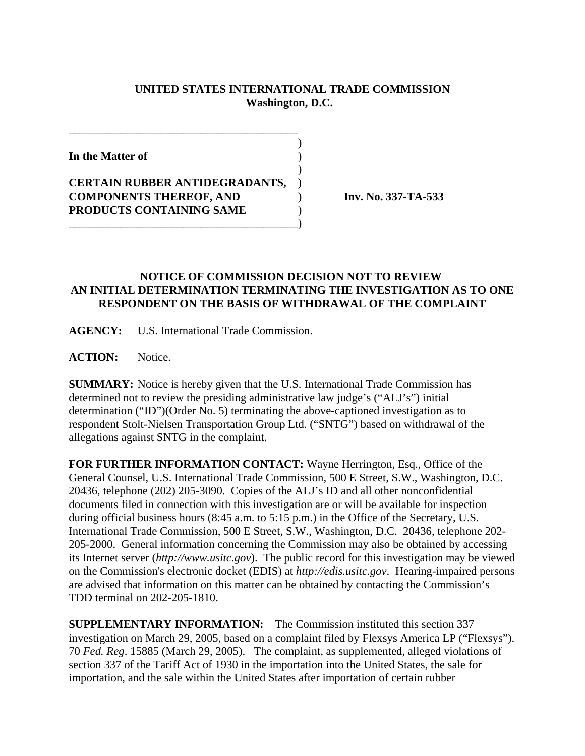**UNITED STATES INTERNATIONAL TRADE COMMISSION**
**Washington, D.C.**

**In the Matter of**

**CERTAIN RUBBER ANTIDEGRADANTS, COMPONENTS THEREOF, AND PRODUCTS CONTAINING SAME**

**Inv. No. 337-TA-533**

**NOTICE OF COMMISSION DECISION NOT TO REVIEW AN INITIAL DETERMINATION TERMINATING THE INVESTIGATION AS TO ONE RESPONDENT ON THE BASIS OF WITHDRAWAL OF THE COMPLAINT**

**AGENCY:** U.S. International Trade Commission.

**ACTION:** Notice.

**SUMMARY:** Notice is hereby given that the U.S. International Trade Commission has determined not to review the presiding administrative law judge's ("ALJ's") initial determination ("ID")(Order No. 5) terminating the above-captioned investigation as to respondent Stolt-Nielsen Transportation Group Ltd. ("SNTG") based on withdrawal of the allegations against SNTG in the complaint.

**FOR FURTHER INFORMATION CONTACT:** Wayne Herrington, Esq., Office of the General Counsel, U.S. International Trade Commission, 500 E Street, S.W., Washington, D.C. 20436, telephone (202) 205-3090. Copies of the ALJ's ID and all other nonconfidential documents filed in connection with this investigation are or will be available for inspection during official business hours (8:45 a.m. to 5:15 p.m.) in the Office of the Secretary, U.S. International Trade Commission, 500 E Street, S.W., Washington, D.C. 20436, telephone 202-205-2000. General information concerning the Commission may also be obtained by accessing its Internet server (*http://www.usitc.gov*). The public record for this investigation may be viewed on the Commission's electronic docket (EDIS) at *http://edis.usitc.gov*. Hearing-impaired persons are advised that information on this matter can be obtained by contacting the Commission's TDD terminal on 202-205-1810.

**SUPPLEMENTARY INFORMATION:** The Commission instituted this section 337 investigation on March 29, 2005, based on a complaint filed by Flexsys America LP ("Flexsys"). 70 *Fed. Reg*. 15885 (March 29, 2005). The complaint, as supplemented, alleged violations of section 337 of the Tariff Act of 1930 in the importation into the United States, the sale for importation, and the sale within the United States after importation of certain rubber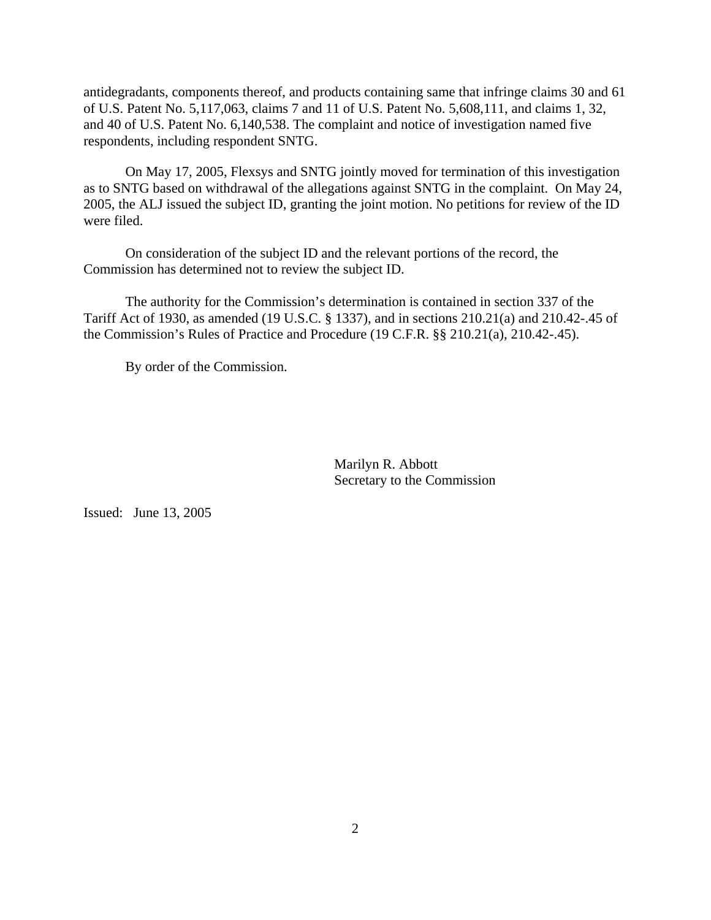antidegradants, components thereof, and products containing same that infringe claims 30 and 61 of U.S. Patent No. 5,117,063, claims 7 and 11 of U.S. Patent No. 5,608,111, and claims 1, 32, and 40 of U.S. Patent No. 6,140,538. The complaint and notice of investigation named five respondents, including respondent SNTG.

On May 17, 2005, Flexsys and SNTG jointly moved for termination of this investigation as to SNTG based on withdrawal of the allegations against SNTG in the complaint. On May 24, 2005, the ALJ issued the subject ID, granting the joint motion. No petitions for review of the ID were filed.

On consideration of the subject ID and the relevant portions of the record, the Commission has determined not to review the subject ID.

The authority for the Commission's determination is contained in section 337 of the Tariff Act of 1930, as amended (19 U.S.C. § 1337), and in sections 210.21(a) and 210.42-.45 of the Commission's Rules of Practice and Procedure (19 C.F.R. §§ 210.21(a), 210.42-.45).

By order of the Commission.

Marilyn R. Abbott
Secretary to the Commission

Issued: June 13, 2005